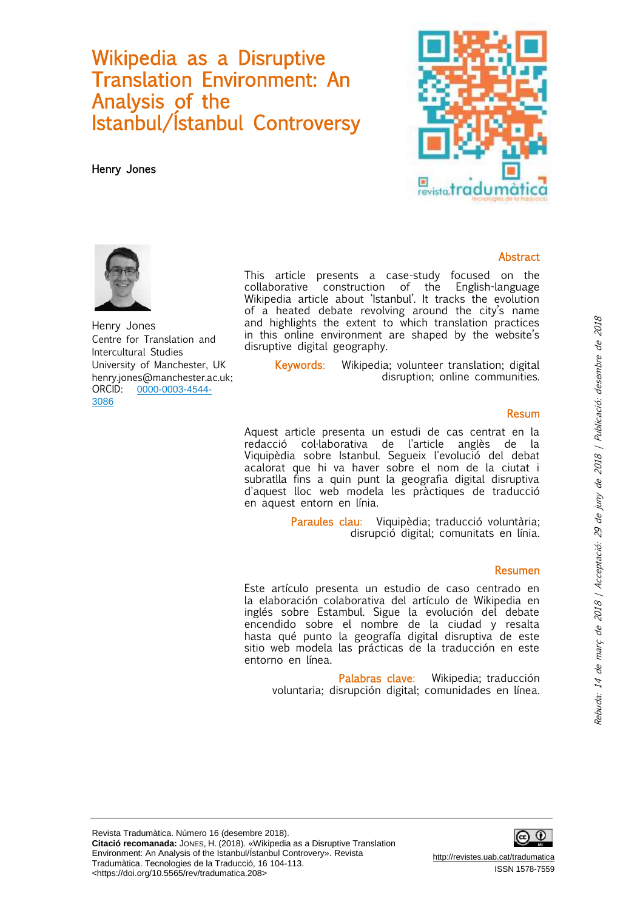# Wikipedia as a Disruptive Translation Environment: An Analysis of the Istanbul/İstanbul Controversy

**Henry Jones**

Henry Jones
Centre for Translation and Intercultural Studies
University of Manchester, UK
henry.jones@manchester.ac.uk;
ORCID: 0000-0003-4544-3086

## Abstract

This article presents a case-study focused on the collaborative construction of the English-language Wikipedia article about 'Istanbul'. It tracks the evolution of a heated debate revolving around the city's name and highlights the extent to which translation practices in this online environment are shaped by the website's disruptive digital geography.

**Keywords:** Wikipedia; volunteer translation; digital disruption; online communities.

## Resum

Aquest article presenta un estudi de cas centrat en la redacció col·laborativa de l'article anglès de la Viquipèdia sobre Istanbul. Segueix l'evolució del debat acalorat que hi va haver sobre el nom de la ciutat i subratlla fins a quin punt la geografia digital disruptiva d'aquest lloc web modela les pràctiques de traducció en aquest entorn en línia.

**Paraules clau:** Viquipèdia; traducció voluntària; disrupció digital; comunitats en línia.

## Resumen

Este artículo presenta un estudio de caso centrado en la elaboración colaborativa del artículo de Wikipedia en inglés sobre Estambul. Sigue la evolución del debate encendido sobre el nombre de la ciudad y resalta hasta qué punto la geografía digital disruptiva de este sitio web modela las prácticas de la traducción en este entorno en línea.

**Palabras clave:** Wikipedia; traducción voluntaria; disrupción digital; comunidades en línea.

*Rebuda: 14 de març de 2018 / Acceptació: 29 de juny de 2018 / Publicació: desembre de 2018*

Revista Tradumàtica. Número 16 (desembre 2018).
**Citació recomanada:** Jones, H. (2018). «Wikipedia as a Disruptive Translation Environment: An Analysis of the Istanbul/İstanbul Controversy». Revista Tradumàtica. Tecnologies de la Traducció, 16 104-113. <https://doi.org/10.5565/rev/tradumatica.208>

http://revistes.uab.cat/tradumatica
ISSN 1578-7559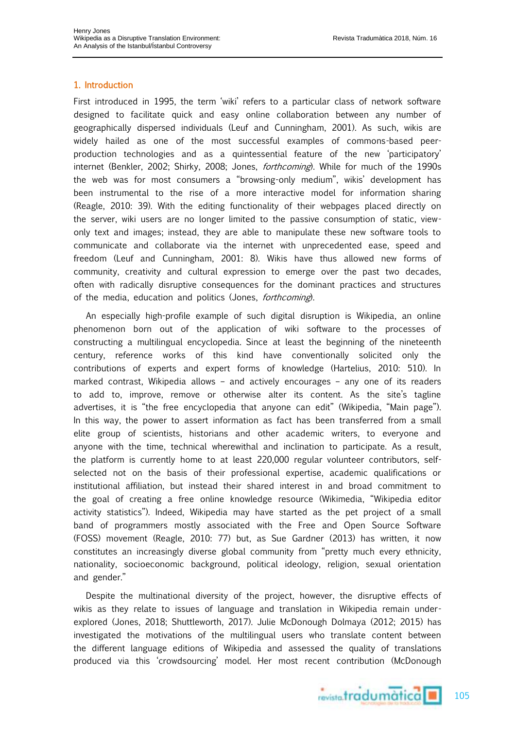## 1. Introduction

First introduced in 1995, the term 'wiki' refers to a particular class of network software designed to facilitate quick and easy online collaboration between any number of geographically dispersed individuals (Leuf and Cunningham, 2001). As such, wikis are widely hailed as one of the most successful examples of commons-based peer-production technologies and as a quintessential feature of the new 'participatory' internet (Benkler, 2002; Shirky, 2008; Jones, *forthcoming*). While for much of the 1990s the web was for most consumers a "browsing-only medium", wikis' development has been instrumental to the rise of a more interactive model for information sharing (Reagle, 2010: 39). With the editing functionality of their webpages placed directly on the server, wiki users are no longer limited to the passive consumption of static, view-only text and images; instead, they are able to manipulate these new software tools to communicate and collaborate via the internet with unprecedented ease, speed and freedom (Leuf and Cunningham, 2001: 8). Wikis have thus allowed new forms of community, creativity and cultural expression to emerge over the past two decades, often with radically disruptive consequences for the dominant practices and structures of the media, education and politics (Jones, *forthcoming*).

An especially high-profile example of such digital disruption is Wikipedia, an online phenomenon born out of the application of wiki software to the processes of constructing a multilingual encyclopedia. Since at least the beginning of the nineteenth century, reference works of this kind have conventionally solicited only the contributions of experts and expert forms of knowledge (Hartelius, 2010: 510). In marked contrast, Wikipedia allows – and actively encourages – any one of its readers to add to, improve, remove or otherwise alter its content. As the site's tagline advertises, it is "the free encyclopedia that anyone can edit" (Wikipedia, "Main page"). In this way, the power to assert information as fact has been transferred from a small elite group of scientists, historians and other academic writers, to everyone and anyone with the time, technical wherewithal and inclination to participate. As a result, the platform is currently home to at least 220,000 regular volunteer contributors, self-selected not on the basis of their professional expertise, academic qualifications or institutional affiliation, but instead their shared interest in and broad commitment to the goal of creating a free online knowledge resource (Wikimedia, "Wikipedia editor activity statistics"). Indeed, Wikipedia may have started as the pet project of a small band of programmers mostly associated with the Free and Open Source Software (FOSS) movement (Reagle, 2010: 77) but, as Sue Gardner (2013) has written, it now constitutes an increasingly diverse global community from "pretty much every ethnicity, nationality, socioeconomic background, political ideology, religion, sexual orientation and gender."

Despite the multinational diversity of the project, however, the disruptive effects of wikis as they relate to issues of language and translation in Wikipedia remain under-explored (Jones, 2018; Shuttleworth, 2017). Julie McDonough Dolmaya (2012; 2015) has investigated the motivations of the multilingual users who translate content between the different language editions of Wikipedia and assessed the quality of translations produced via this 'crowdsourcing' model. Her most recent contribution (McDonough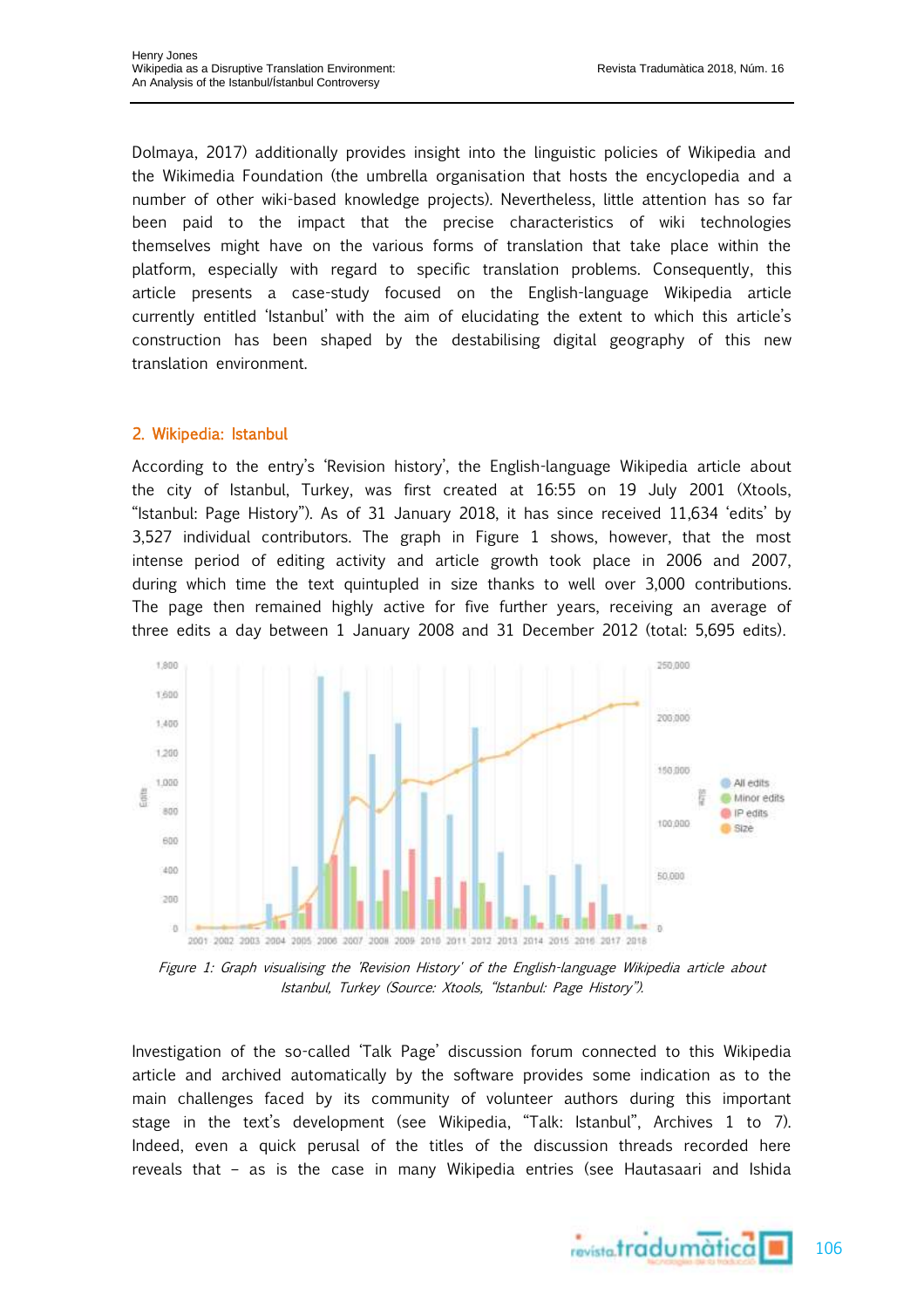Dolmaya, 2017) additionally provides insight into the linguistic policies of Wikipedia and the Wikimedia Foundation (the umbrella organisation that hosts the encyclopedia and a number of other wiki-based knowledge projects). Nevertheless, little attention has so far been paid to the impact that the precise characteristics of wiki technologies themselves might have on the various forms of translation that take place within the platform, especially with regard to specific translation problems. Consequently, this article presents a case-study focused on the English-language Wikipedia article currently entitled 'Istanbul' with the aim of elucidating the extent to which this article's construction has been shaped by the destabilising digital geography of this new translation environment.

## 2. Wikipedia: Istanbul

According to the entry's 'Revision history', the English-language Wikipedia article about the city of Istanbul, Turkey, was first created at 16:55 on 19 July 2001 (Xtools, "Istanbul: Page History"). As of 31 January 2018, it has since received 11,634 'edits' by 3,527 individual contributors. The graph in Figure 1 shows, however, that the most intense period of editing activity and article growth took place in 2006 and 2007, during which time the text quintupled in size thanks to well over 3,000 contributions. The page then remained highly active for five further years, receiving an average of three edits a day between 1 January 2008 and 31 December 2012 (total: 5,695 edits).

*Figure 1: Graph visualising the 'Revision History' of the English-language Wikipedia article about Istanbul, Turkey (Source: Xtools, "Istanbul: Page History").*

Investigation of the so-called 'Talk Page' discussion forum connected to this Wikipedia article and archived automatically by the software provides some indication as to the main challenges faced by its community of volunteer authors during this important stage in the text's development (see Wikipedia, "Talk: Istanbul", Archives 1 to 7). Indeed, even a quick perusal of the titles of the discussion threads recorded here reveals that – as is the case in many Wikipedia entries (see Hautasaari and Ishida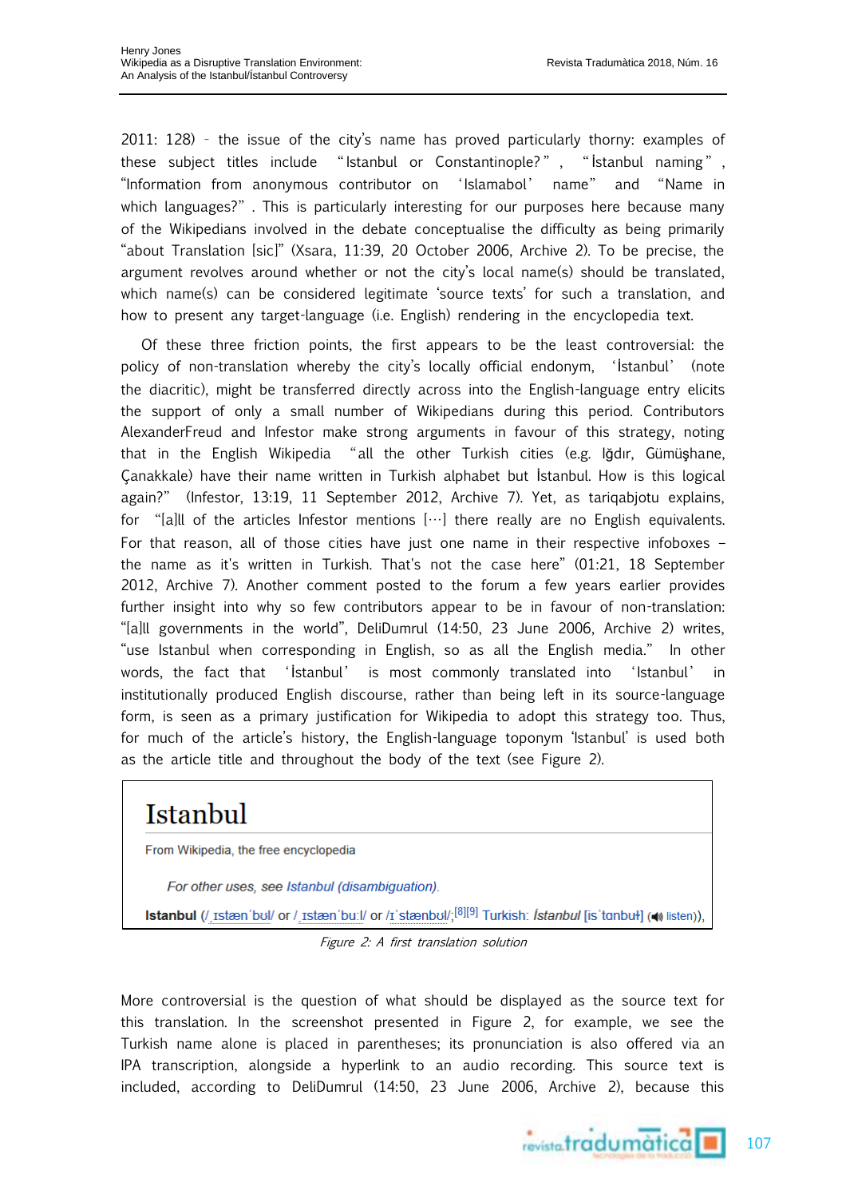2011: 128) – the issue of the city's name has proved particularly thorny: examples of these subject titles include "Istanbul or Constantinople?", "İstanbul naming", "Information from anonymous contributor on 'Islamabol' name" and "Name in which languages?". This is particularly interesting for our purposes here because many of the Wikipedians involved in the debate conceptualise the difficulty as being primarily "about Translation [sic]" (Xsara, 11:39, 20 October 2006, Archive 2). To be precise, the argument revolves around whether or not the city's local name(s) should be translated, which name(s) can be considered legitimate 'source texts' for such a translation, and how to present any target-language (i.e. English) rendering in the encyclopedia text.

Of these three friction points, the first appears to be the least controversial: the policy of non-translation whereby the city's locally official endonym, 'İstanbul' (note the diacritic), might be transferred directly across into the English-language entry elicits the support of only a small number of Wikipedians during this period. Contributors AlexanderFreud and Infestor make strong arguments in favour of this strategy, noting that in the English Wikipedia "all the other Turkish cities (e.g. Iğdır, Gümüşhane, Çanakkale) have their name written in Turkish alphabet but İstanbul. How is this logical again?" (Infestor, 13:19, 11 September 2012, Archive 7). Yet, as tariqabjotu explains, for "[a]ll of the articles Infestor mentions […] there really are no English equivalents. For that reason, all of those cities have just one name in their respective infoboxes – the name as it's written in Turkish. That's not the case here" (01:21, 18 September 2012, Archive 7). Another comment posted to the forum a few years earlier provides further insight into why so few contributors appear to be in favour of non-translation: "[a]ll governments in the world", DeliDumrul (14:50, 23 June 2006, Archive 2) writes, "use Istanbul when corresponding in English, so as all the English media." In other words, the fact that 'İstanbul' is most commonly translated into 'Istanbul' in institutionally produced English discourse, rather than being left in its source-language form, is seen as a primary justification for Wikipedia to adopt this strategy too. Thus, for much of the article's history, the English-language toponym 'Istanbul' is used both as the article title and throughout the body of the text (see Figure 2).

# Istanbul

From Wikipedia, the free encyclopedia

*For other uses, see Istanbul (disambiguation).*

**Istanbul** (/ˌɪstænˈbʊl/ or /ˌɪstænˈbuːl/ or /ɪˈstænbʊl/;[8][9] Turkish: *İstanbul* [isˈtanbuɫ] (listen)),

*Figure 2: A first translation solution*

More controversial is the question of what should be displayed as the source text for this translation. In the screenshot presented in Figure 2, for example, we see the Turkish name alone is placed in parentheses; its pronunciation is also offered via an IPA transcription, alongside a hyperlink to an audio recording. This source text is included, according to DeliDumrul (14:50, 23 June 2006, Archive 2), because this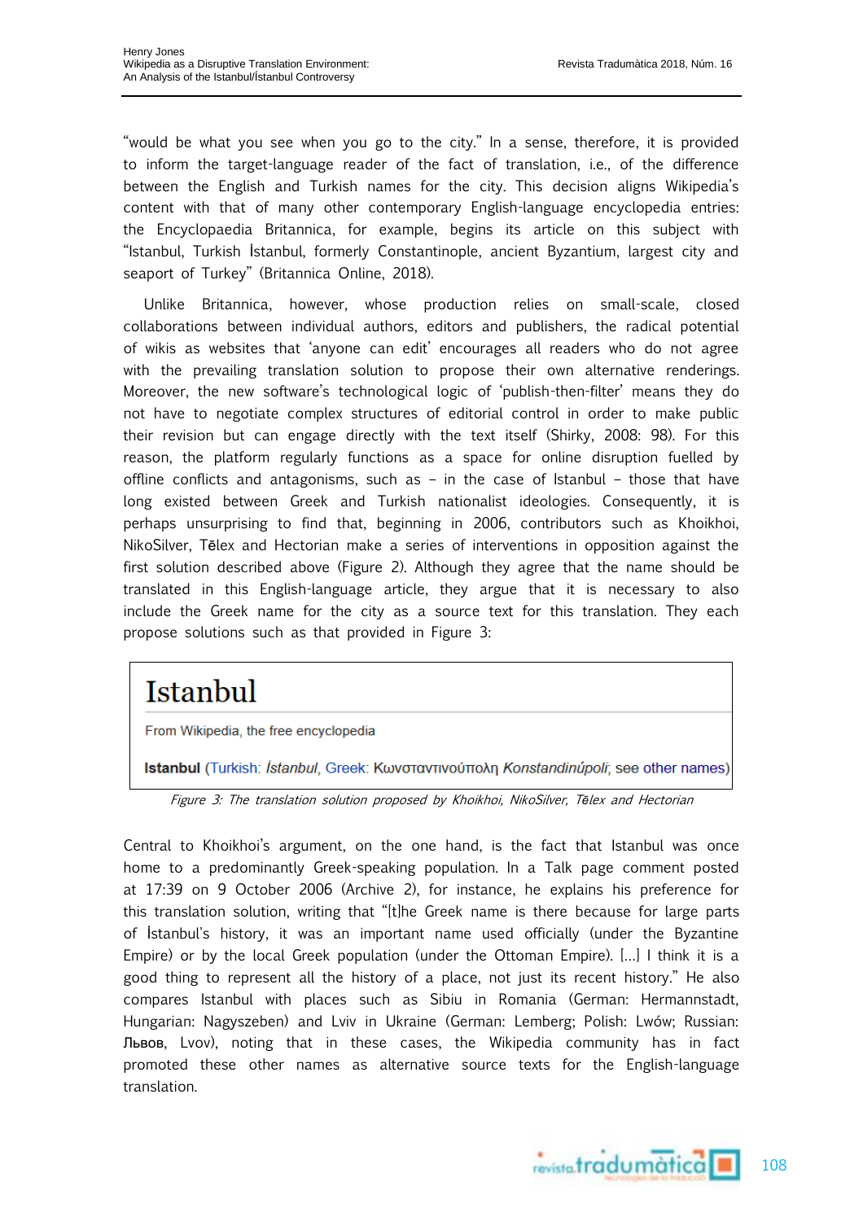"would be what you see when you go to the city." In a sense, therefore, it is provided to inform the target-language reader of the fact of translation, i.e., of the difference between the English and Turkish names for the city. This decision aligns Wikipedia's content with that of many other contemporary English-language encyclopedia entries: the Encyclopaedia Britannica, for example, begins its article on this subject with "Istanbul, Turkish İstanbul, formerly Constantinople, ancient Byzantium, largest city and seaport of Turkey" (Britannica Online, 2018).

Unlike Britannica, however, whose production relies on small-scale, closed collaborations between individual authors, editors and publishers, the radical potential of wikis as websites that 'anyone can edit' encourages all readers who do not agree with the prevailing translation solution to propose their own alternative renderings. Moreover, the new software's technological logic of 'publish-then-filter' means they do not have to negotiate complex structures of editorial control in order to make public their revision but can engage directly with the text itself (Shirky, 2008: 98). For this reason, the platform regularly functions as a space for online disruption fuelled by offline conflicts and antagonisms, such as – in the case of Istanbul – those that have long existed between Greek and Turkish nationalist ideologies. Consequently, it is perhaps unsurprising to find that, beginning in 2006, contributors such as Khoikhoi, NikoSilver, Tēlex and Hectorian make a series of interventions in opposition against the first solution described above (Figure 2). Although they agree that the name should be translated in this English-language article, they argue that it is necessary to also include the Greek name for the city as a source text for this translation. They each propose solutions such as that provided in Figure 3:

> # Istanbul
>
> From Wikipedia, the free encyclopedia
>
> **Istanbul** (Turkish: *İstanbul*, Greek: Κωνσταντινούπολη *Konstandinúpoli*; see other names)

*Figure 3: The translation solution proposed by Khoikhoi, NikoSilver, Tēlex and Hectorian*

Central to Khoikhoi's argument, on the one hand, is the fact that Istanbul was once home to a predominantly Greek-speaking population. In a Talk page comment posted at 17:39 on 9 October 2006 (Archive 2), for instance, he explains his preference for this translation solution, writing that "[t]he Greek name is there because for large parts of İstanbul's history, it was an important name used officially (under the Byzantine Empire) or by the local Greek population (under the Ottoman Empire). [...] I think it is a good thing to represent all the history of a place, not just its recent history." He also compares Istanbul with places such as Sibiu in Romania (German: Hermannstadt, Hungarian: Nagyszeben) and Lviv in Ukraine (German: Lemberg; Polish: Lwów; Russian: Львов, Lvov), noting that in these cases, the Wikipedia community has in fact promoted these other names as alternative source texts for the English-language translation.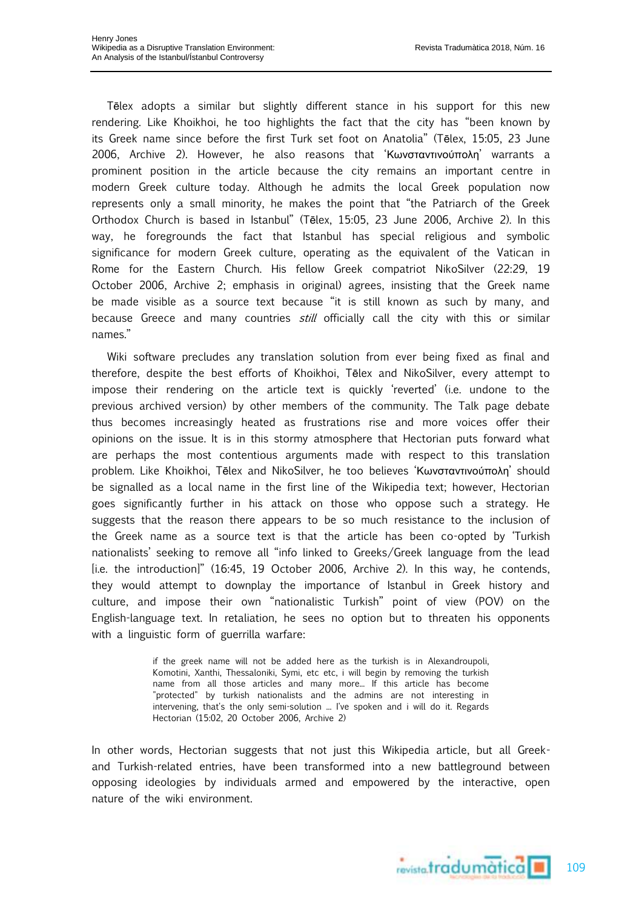Tēlex adopts a similar but slightly different stance in his support for this new rendering. Like Khoikhoi, he too highlights the fact that the city has "been known by its Greek name since before the first Turk set foot on Anatolia" (Tēlex, 15:05, 23 June 2006, Archive 2). However, he also reasons that 'Κωνσταντινούπολη' warrants a prominent position in the article because the city remains an important centre in modern Greek culture today. Although he admits the local Greek population now represents only a small minority, he makes the point that "the Patriarch of the Greek Orthodox Church is based in Istanbul" (Tēlex, 15:05, 23 June 2006, Archive 2). In this way, he foregrounds the fact that Istanbul has special religious and symbolic significance for modern Greek culture, operating as the equivalent of the Vatican in Rome for the Eastern Church. His fellow Greek compatriot NikoSilver (22:29, 19 October 2006, Archive 2; emphasis in original) agrees, insisting that the Greek name be made visible as a source text because "it is still known as such by many, and because Greece and many countries *still* officially call the city with this or similar names."

Wiki software precludes any translation solution from ever being fixed as final and therefore, despite the best efforts of Khoikhoi, Tēlex and NikoSilver, every attempt to impose their rendering on the article text is quickly 'reverted' (i.e. undone to the previous archived version) by other members of the community. The Talk page debate thus becomes increasingly heated as frustrations rise and more voices offer their opinions on the issue. It is in this stormy atmosphere that Hectorian puts forward what are perhaps the most contentious arguments made with respect to this translation problem. Like Khoikhoi, Tēlex and NikoSilver, he too believes 'Κωνσταντινούπολη' should be signalled as a local name in the first line of the Wikipedia text; however, Hectorian goes significantly further in his attack on those who oppose such a strategy. He suggests that the reason there appears to be so much resistance to the inclusion of the Greek name as a source text is that the article has been co-opted by 'Turkish nationalists' seeking to remove all "info linked to Greeks/Greek language from the lead [i.e. the introduction]" (16:45, 19 October 2006, Archive 2). In this way, he contends, they would attempt to downplay the importance of Istanbul in Greek history and culture, and impose their own "nationalistic Turkish" point of view (POV) on the English-language text. In retaliation, he sees no option but to threaten his opponents with a linguistic form of guerrilla warfare:

> if the greek name will not be added here as the turkish is in Alexandroupoli, Komotini, Xanthi, Thessaloniki, Symi, etc etc, i will begin by removing the turkish name from all those articles and many more... If this article has become "protected" by turkish nationalists and the admins are not interesting in intervening, that's the only semi-solution ... I've spoken and i will do it. Regards Hectorian (15:02, 20 October 2006, Archive 2)

In other words, Hectorian suggests that not just this Wikipedia article, but all Greek- and Turkish-related entries, have been transformed into a new battleground between opposing ideologies by individuals armed and empowered by the interactive, open nature of the wiki environment.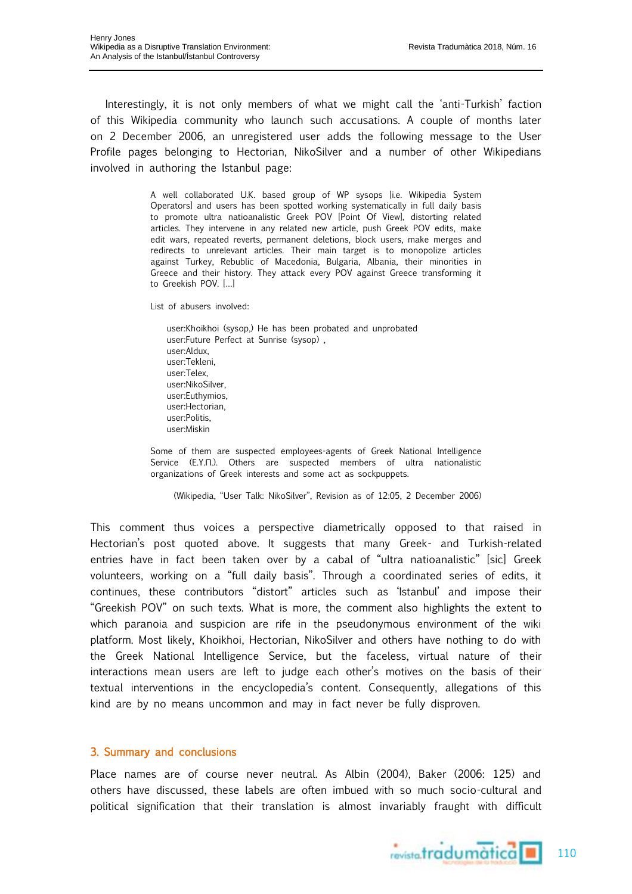Interestingly, it is not only members of what we might call the 'anti-Turkish' faction of this Wikipedia community who launch such accusations. A couple of months later on 2 December 2006, an unregistered user adds the following message to the User Profile pages belonging to Hectorian, NikoSilver and a number of other Wikipedians involved in authoring the Istanbul page:

> A well collaborated U.K. based group of WP sysops [i.e. Wikipedia System Operators] and users has been spotted working systematically in full daily basis to promote ultra natioanalistic Greek POV [Point Of View], distorting related articles. They intervene in any related new article, push Greek POV edits, make edit wars, repeated reverts, permanent deletions, block users, make merges and redirects to unrelevant articles. Their main target is to monopolize articles against Turkey, Rebublic of Macedonia, Bulgaria, Albania, their minorities in Greece and their history. They attack every POV against Greece transforming it to Greekish POV. [...]
>
> List of abusers involved:
>
> user:Khoikhoi (sysop,) He has been probated and unprobated
> user:Future Perfect at Sunrise (sysop) ,
> user:Aldux,
> user:Tekleni,
> user:Telex,
> user:NikoSilver,
> user:Euthymios,
> user:Hectorian,
> user:Politis,
> user:Miskin
>
> Some of them are suspected employees-agents of Greek National Intelligence Service (E.Y.Π.). Others are suspected members of ultra nationalistic organizations of Greek interests and some act as sockpuppets.
>
> (Wikipedia, "User Talk: NikoSilver", Revision as of 12:05, 2 December 2006)

This comment thus voices a perspective diametrically opposed to that raised in Hectorian's post quoted above. It suggests that many Greek- and Turkish-related entries have in fact been taken over by a cabal of "ultra natioanalistic" [sic] Greek volunteers, working on a "full daily basis". Through a coordinated series of edits, it continues, these contributors "distort" articles such as 'Istanbul' and impose their "Greekish POV" on such texts. What is more, the comment also highlights the extent to which paranoia and suspicion are rife in the pseudonymous environment of the wiki platform. Most likely, Khoikhoi, Hectorian, NikoSilver and others have nothing to do with the Greek National Intelligence Service, but the faceless, virtual nature of their interactions mean users are left to judge each other's motives on the basis of their textual interventions in the encyclopedia's content. Consequently, allegations of this kind are by no means uncommon and may in fact never be fully disproven.

## 3. Summary and conclusions

Place names are of course never neutral. As Albin (2004), Baker (2006: 125) and others have discussed, these labels are often imbued with so much socio-cultural and political signification that their translation is almost invariably fraught with difficult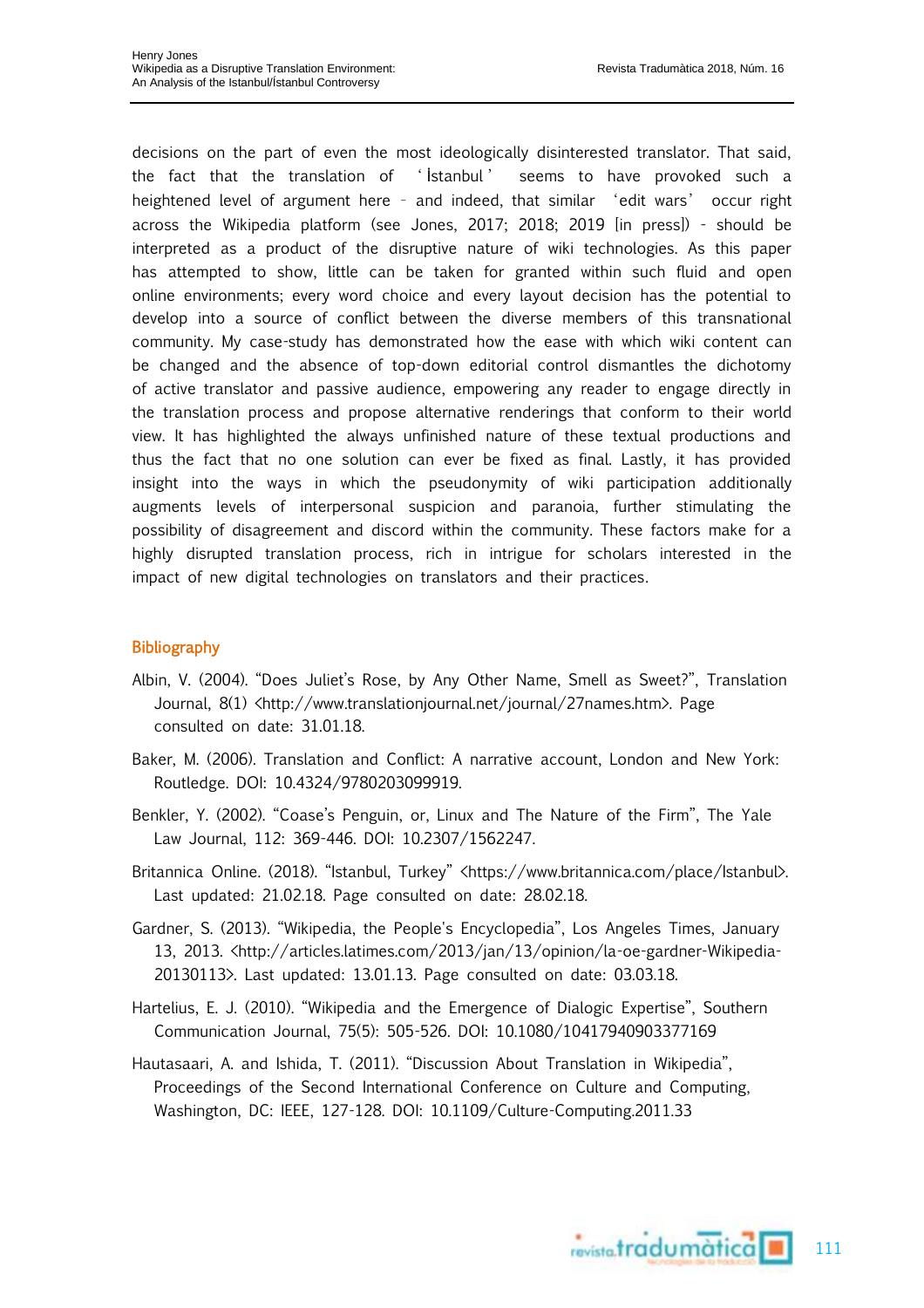decisions on the part of even the most ideologically disinterested translator. That said, the fact that the translation of 'İstanbul' seems to have provoked such a heightened level of argument here – and indeed, that similar 'edit wars' occur right across the Wikipedia platform (see Jones, 2017; 2018; 2019 [in press]) - should be interpreted as a product of the disruptive nature of wiki technologies. As this paper has attempted to show, little can be taken for granted within such fluid and open online environments; every word choice and every layout decision has the potential to develop into a source of conflict between the diverse members of this transnational community. My case-study has demonstrated how the ease with which wiki content can be changed and the absence of top-down editorial control dismantles the dichotomy of active translator and passive audience, empowering any reader to engage directly in the translation process and propose alternative renderings that conform to their world view. It has highlighted the always unfinished nature of these textual productions and thus the fact that no one solution can ever be fixed as final. Lastly, it has provided insight into the ways in which the pseudonymity of wiki participation additionally augments levels of interpersonal suspicion and paranoia, further stimulating the possibility of disagreement and discord within the community. These factors make for a highly disrupted translation process, rich in intrigue for scholars interested in the impact of new digital technologies on translators and their practices.

## Bibliography

Albin, V. (2004). "Does Juliet's Rose, by Any Other Name, Smell as Sweet?", Translation Journal, 8(1) <http://www.translationjournal.net/journal/27names.htm>. Page consulted on date: 31.01.18.

Baker, M. (2006). Translation and Conflict: A narrative account, London and New York: Routledge. DOI: 10.4324/9780203099919.

Benkler, Y. (2002). "Coase's Penguin, or, Linux and The Nature of the Firm", The Yale Law Journal, 112: 369-446. DOI: 10.2307/1562247.

Britannica Online. (2018). "Istanbul, Turkey" <https://www.britannica.com/place/Istanbul>. Last updated: 21.02.18. Page consulted on date: 28.02.18.

Gardner, S. (2013). "Wikipedia, the People's Encyclopedia", Los Angeles Times, January 13, 2013. <http://articles.latimes.com/2013/jan/13/opinion/la-oe-gardner-Wikipedia-20130113>. Last updated: 13.01.13. Page consulted on date: 03.03.18.

Hartelius, E. J. (2010). "Wikipedia and the Emergence of Dialogic Expertise", Southern Communication Journal, 75(5): 505-526. DOI: 10.1080/10417940903377169

Hautasaari, A. and Ishida, T. (2011). "Discussion About Translation in Wikipedia", Proceedings of the Second International Conference on Culture and Computing, Washington, DC: IEEE, 127-128. DOI: 10.1109/Culture-Computing.2011.33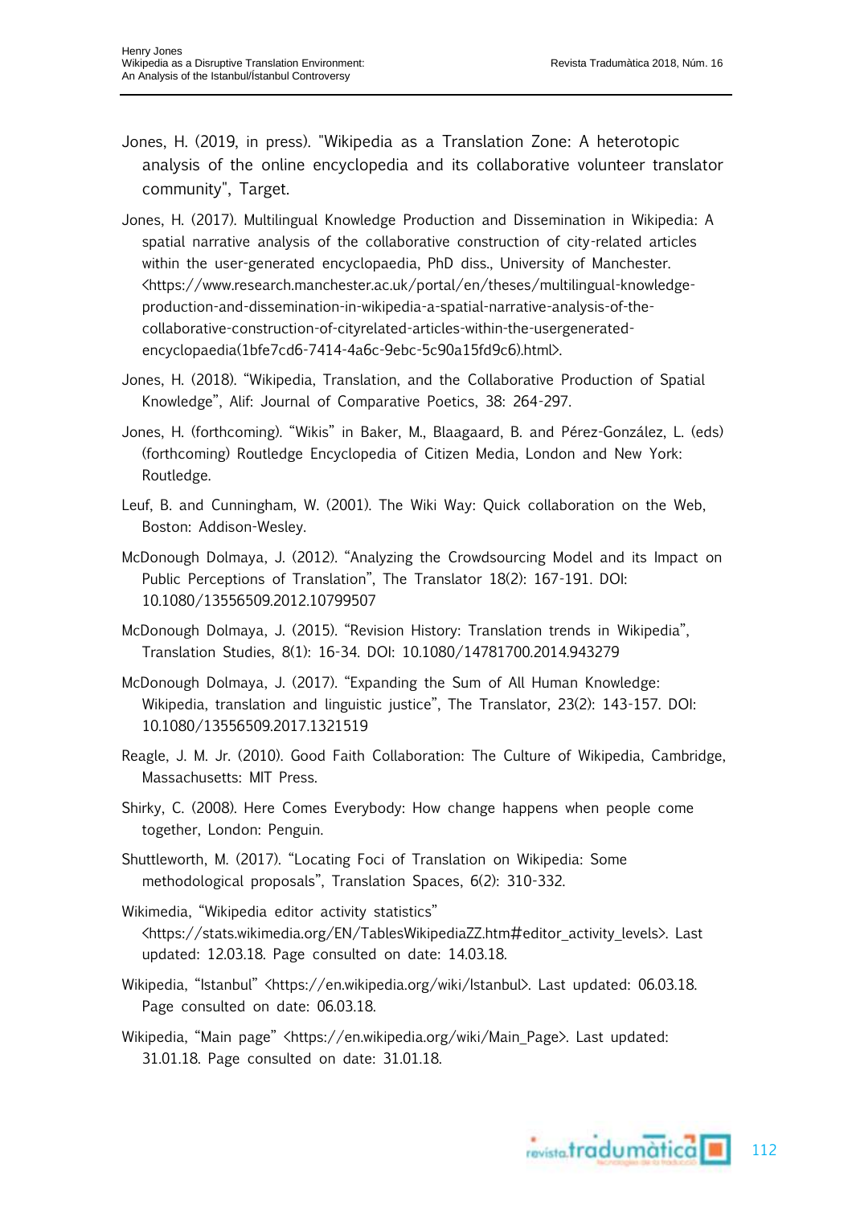Jones, H. (2019, in press). "Wikipedia as a Translation Zone: A heterotopic analysis of the online encyclopedia and its collaborative volunteer translator community", Target.

Jones, H. (2017). Multilingual Knowledge Production and Dissemination in Wikipedia: A spatial narrative analysis of the collaborative construction of city-related articles within the user-generated encyclopaedia, PhD diss., University of Manchester. <https://www.research.manchester.ac.uk/portal/en/theses/multilingual-knowledge-production-and-dissemination-in-wikipedia-a-spatial-narrative-analysis-of-the-collaborative-construction-of-cityrelated-articles-within-the-usergenerated-encyclopaedia(1bfe7cd6-7414-4a6c-9ebc-5c90a15fd9c6).html>.

Jones, H. (2018). "Wikipedia, Translation, and the Collaborative Production of Spatial Knowledge", Alif: Journal of Comparative Poetics, 38: 264-297.

Jones, H. (forthcoming). "Wikis" in Baker, M., Blaagaard, B. and Pérez-González, L. (eds) (forthcoming) Routledge Encyclopedia of Citizen Media, London and New York: Routledge.

Leuf, B. and Cunningham, W. (2001). The Wiki Way: Quick collaboration on the Web, Boston: Addison-Wesley.

McDonough Dolmaya, J. (2012). "Analyzing the Crowdsourcing Model and its Impact on Public Perceptions of Translation", The Translator 18(2): 167-191. DOI: 10.1080/13556509.2012.10799507

McDonough Dolmaya, J. (2015). "Revision History: Translation trends in Wikipedia", Translation Studies, 8(1): 16-34. DOI: 10.1080/14781700.2014.943279

McDonough Dolmaya, J. (2017). "Expanding the Sum of All Human Knowledge: Wikipedia, translation and linguistic justice", The Translator, 23(2): 143-157. DOI: 10.1080/13556509.2017.1321519

Reagle, J. M. Jr. (2010). Good Faith Collaboration: The Culture of Wikipedia, Cambridge, Massachusetts: MIT Press.

Shirky, C. (2008). Here Comes Everybody: How change happens when people come together, London: Penguin.

Shuttleworth, M. (2017). "Locating Foci of Translation on Wikipedia: Some methodological proposals", Translation Spaces, 6(2): 310-332.

Wikimedia, "Wikipedia editor activity statistics" <https://stats.wikimedia.org/EN/TablesWikipediaZZ.htm#editor_activity_levels>. Last updated: 12.03.18. Page consulted on date: 14.03.18.

Wikipedia, "Istanbul" <https://en.wikipedia.org/wiki/Istanbul>. Last updated: 06.03.18. Page consulted on date: 06.03.18.

Wikipedia, "Main page" <https://en.wikipedia.org/wiki/Main_Page>. Last updated: 31.01.18. Page consulted on date: 31.01.18.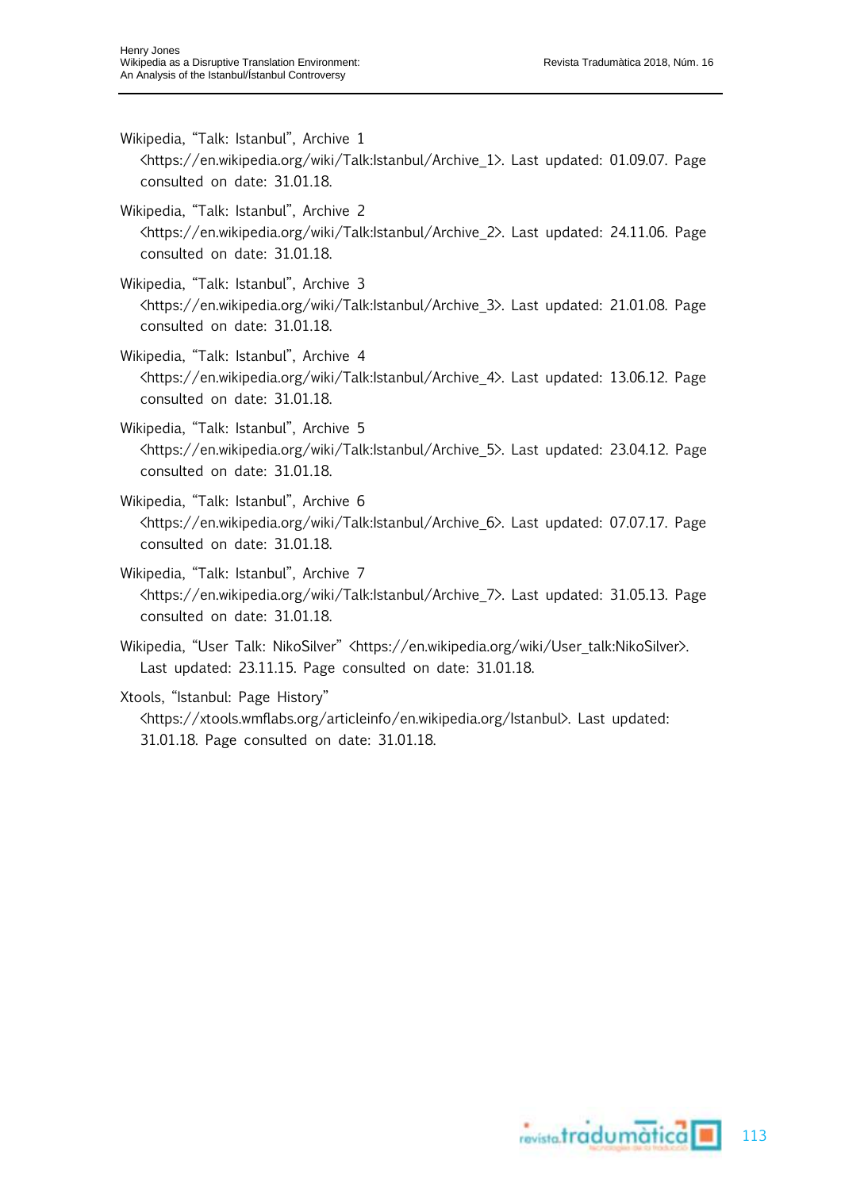Wikipedia, "Talk: Istanbul", Archive 1 <https://en.wikipedia.org/wiki/Talk:Istanbul/Archive_1>. Last updated: 01.09.07. Page consulted on date: 31.01.18.

Wikipedia, "Talk: Istanbul", Archive 2 <https://en.wikipedia.org/wiki/Talk:Istanbul/Archive_2>. Last updated: 24.11.06. Page consulted on date: 31.01.18.

Wikipedia, "Talk: Istanbul", Archive 3 <https://en.wikipedia.org/wiki/Talk:Istanbul/Archive_3>. Last updated: 21.01.08. Page consulted on date: 31.01.18.

Wikipedia, "Talk: Istanbul", Archive 4 <https://en.wikipedia.org/wiki/Talk:Istanbul/Archive_4>. Last updated: 13.06.12. Page consulted on date: 31.01.18.

Wikipedia, "Talk: Istanbul", Archive 5 <https://en.wikipedia.org/wiki/Talk:Istanbul/Archive_5>. Last updated: 23.04.12. Page consulted on date: 31.01.18.

Wikipedia, "Talk: Istanbul", Archive 6 <https://en.wikipedia.org/wiki/Talk:Istanbul/Archive_6>. Last updated: 07.07.17. Page consulted on date: 31.01.18.

Wikipedia, "Talk: Istanbul", Archive 7 <https://en.wikipedia.org/wiki/Talk:Istanbul/Archive_7>. Last updated: 31.05.13. Page consulted on date: 31.01.18.

Wikipedia, "User Talk: NikoSilver" <https://en.wikipedia.org/wiki/User_talk:NikoSilver>. Last updated: 23.11.15. Page consulted on date: 31.01.18.

Xtools, "Istanbul: Page History" <https://xtools.wmflabs.org/articleinfo/en.wikipedia.org/Istanbul>. Last updated: 31.01.18. Page consulted on date: 31.01.18.